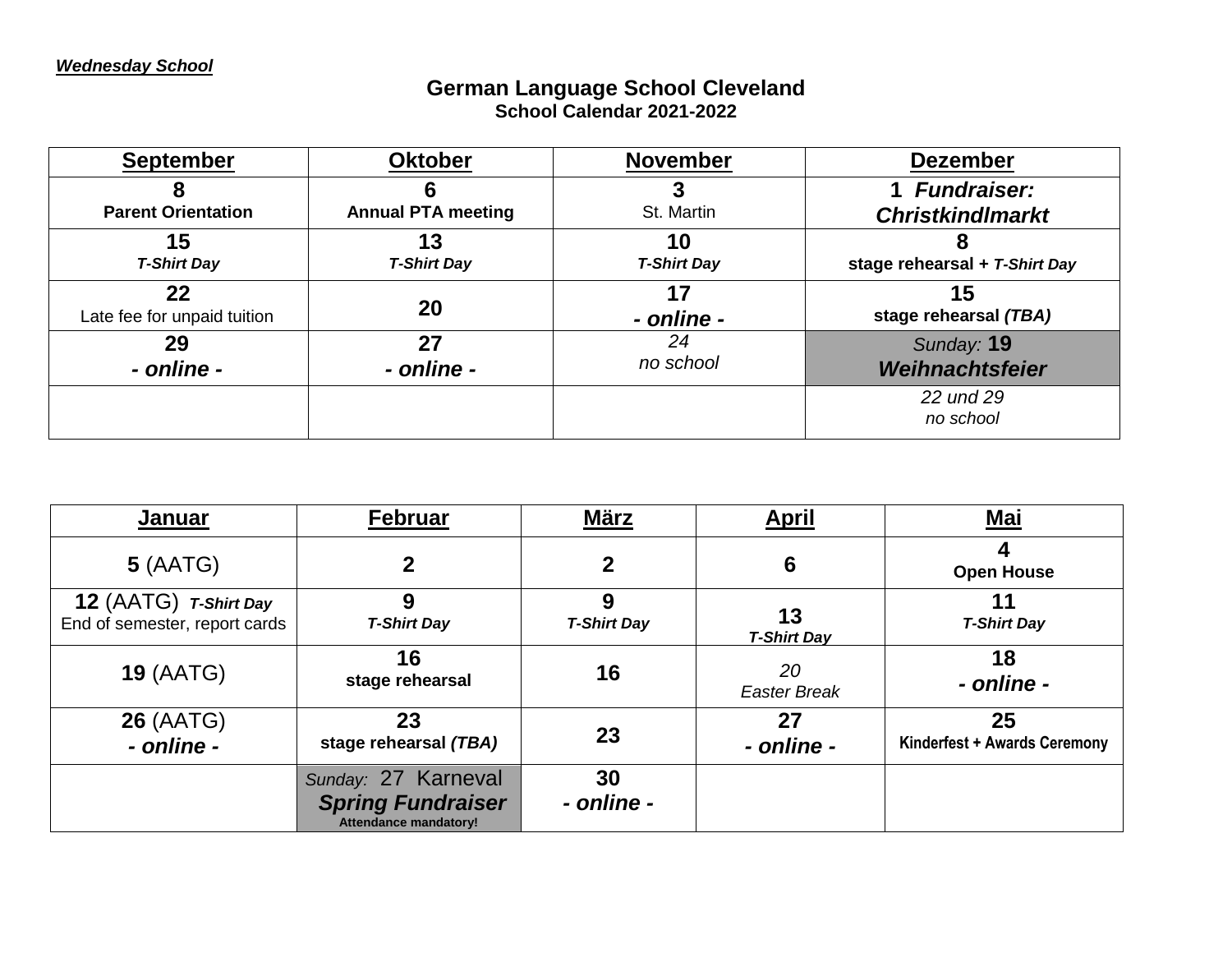***Wednesday School***

## German Language School Cleveland
### School Calendar 2021-2022

| September | Oktober | November | Dezember |
|---|---|---|---|
| **8** **Parent Orientation** | **6** **Annual PTA meeting** | **3** St. Martin | **1** ***Fundraiser: Christkindlmarkt*** |
| **15** ***T-Shirt Day*** | **13** ***T-Shirt Day*** | **10** ***T-Shirt Day*** | **8** **stage rehearsal +** ***T-Shirt Day*** |
| **22** Late fee for unpaid tuition | **20** | **17** ***- online -*** | **15** **stage rehearsal** ***(TBA)*** |
| **29** ***- online -*** | **27** ***- online -*** | *24* *no school* | *Sunday:* **19** ***Weihnachtsfeier*** |
| | | | *22 und 29* *no school* |

| Januar | Februar | März | April | Mai |
|---|---|---|---|---|
| **5** (AATG) | **2** | **2** | **6** | **4** **Open House** |
| **12** (AATG) ***T-Shirt Day*** End of semester, report cards | **9** ***T-Shirt Day*** | **9** ***T-Shirt Day*** | **13** ***T-Shirt Day*** | **11** ***T-Shirt Day*** |
| **19** (AATG) | **16** **stage rehearsal** | **16** | *20* *Easter Break* | **18** ***- online -*** |
| **26** (AATG) ***- online -*** | **23** **stage rehearsal** ***(TBA)*** | **23** | **27** ***- online -*** | **25** **Kinderfest + Awards Ceremony** |
| | *Sunday:* 27 Karneval ***Spring Fundraiser*** **Attendance mandatory!** | **30** ***- online -*** | | |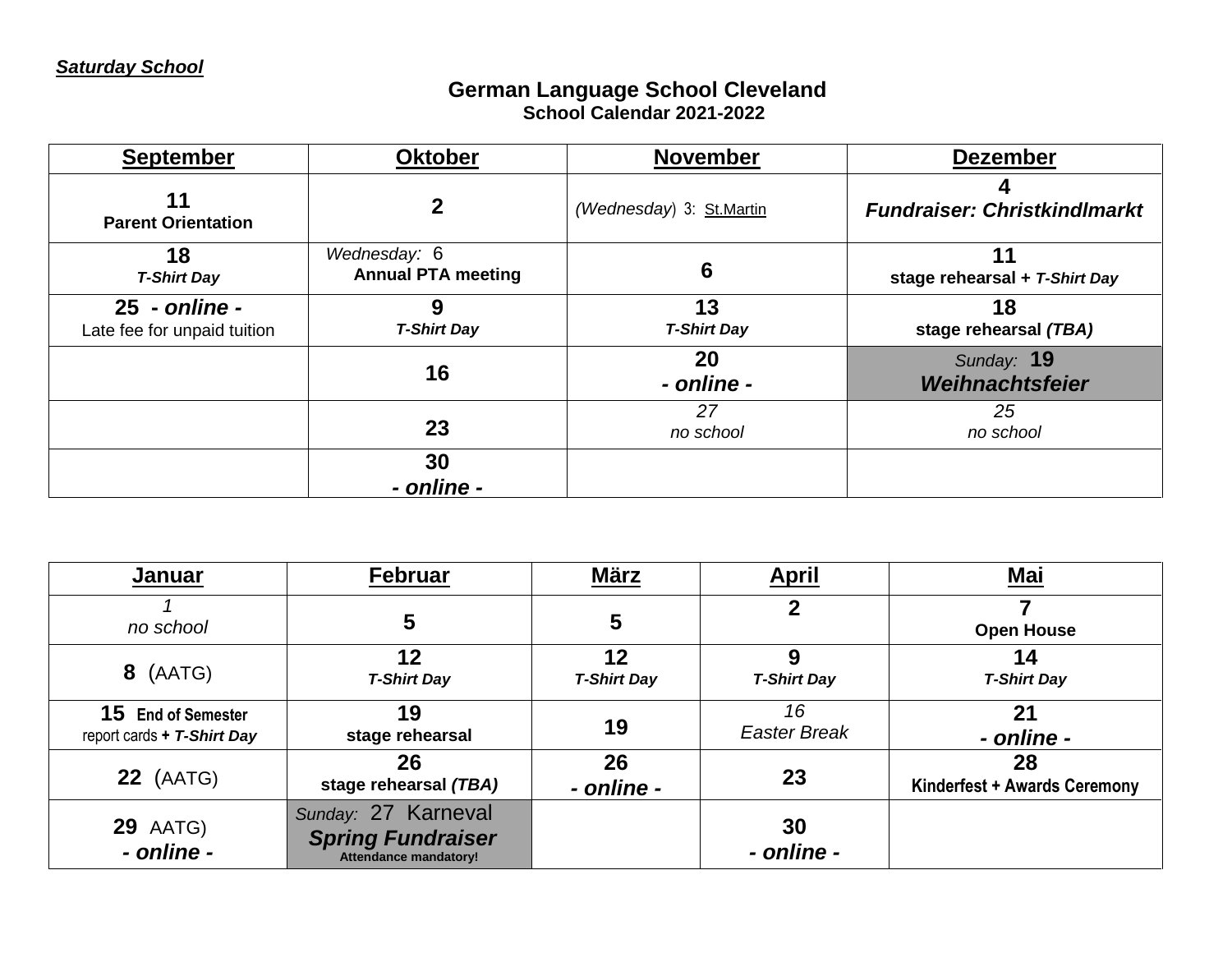***Saturday School***

## German Language School Cleveland

**School Calendar 2021-2022**

| **September** | **Oktober** | **November** | **Dezember** |
|---|---|---|---|
| **11** **Parent Orientation** | **2** | *(Wednesday)* 3: St.Martin | **4** ***Fundraiser: Christkindlmarkt*** |
| **18** ***T-Shirt Day*** | *Wednesday:* 6 **Annual PTA meeting** | **6** | **11** **stage rehearsal +** ***T-Shirt Day*** |
| **25** ***- online -*** Late fee for unpaid tuition | **9** ***T-Shirt Day*** | **13** ***T-Shirt Day*** | **18** **stage rehearsal** ***(TBA)*** |
| | **16** | **20** ***- online -*** | *Sunday:* **19** ***Weihnachtsfeier*** |
| | **23** | *27* *no school* | *25* *no school* |
| | **30** ***- online -*** | | |

| **Januar** | **Februar** | **März** | **April** | **Mai** |
|---|---|---|---|---|
| *1* *no school* | **5** | **5** | **2** | **7** **Open House** |
| **8** (AATG) | **12** ***T-Shirt Day*** | **12** ***T-Shirt Day*** | **9** ***T-Shirt Day*** | **14** ***T-Shirt Day*** |
| **15** **End of Semester** report cards **+** ***T-Shirt Day*** | **19** **stage rehearsal** | **19** | *16* *Easter Break* | **21** ***- online -*** |
| **22** (AATG) | **26** **stage rehearsal** ***(TBA)*** | **26** ***- online -*** | **23** | **28** **Kinderfest + Awards Ceremony** |
| **29** AATG) ***- online -*** | *Sunday:* 27 Karneval ***Spring Fundraiser*** **Attendance mandatory!** | | **30** ***- online -*** | |